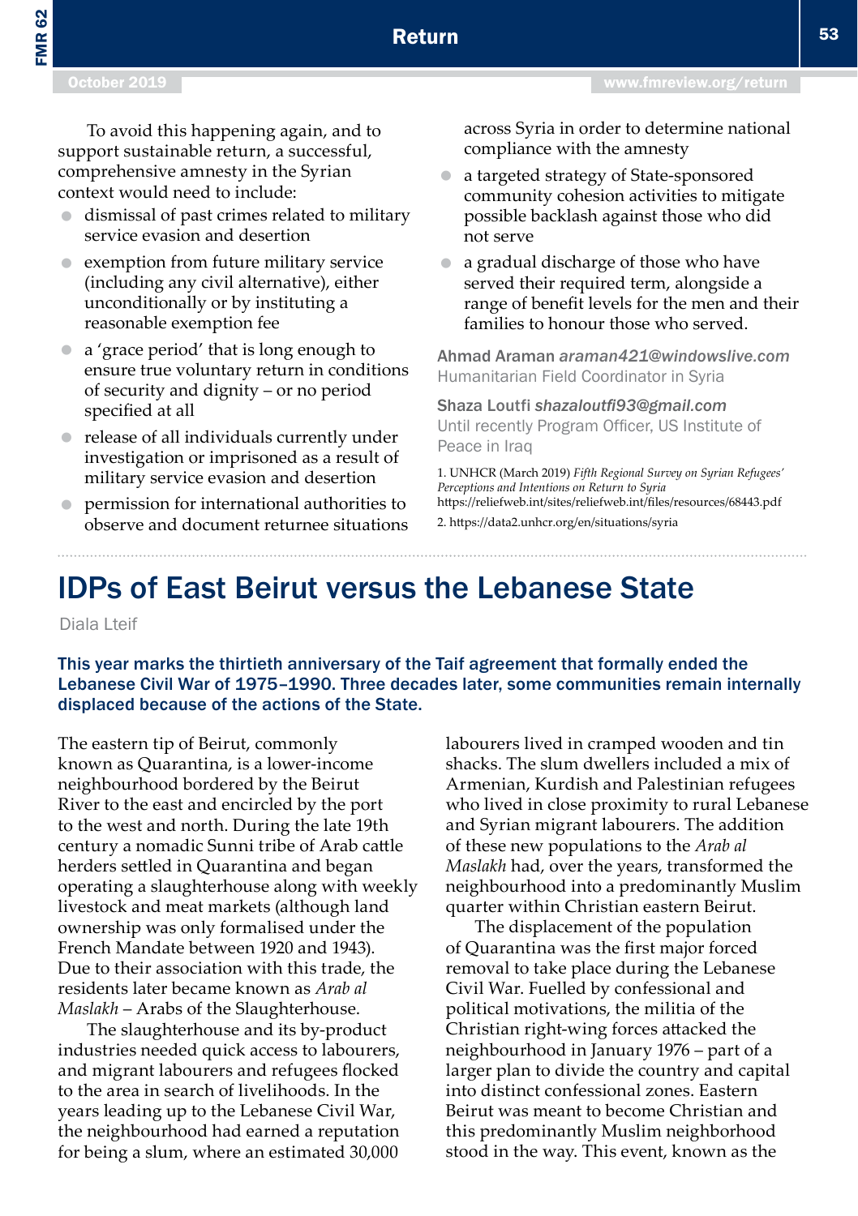To avoid this happening again, and to support sustainable return, a successful, comprehensive amnesty in the Syrian context would need to include:

- dismissal of past crimes related to military service evasion and desertion
- exemption from future military service (including any civil alternative), either unconditionally or by instituting a reasonable exemption fee
- a 'grace period' that is long enough to ensure true voluntary return in conditions of security and dignity – or no period specified at all
- release of all individuals currently under investigation or imprisoned as a result of military service evasion and desertion
- permission for international authorities to observe and document returnee situations across Syria in order to determine national compliance with the amnesty
- a targeted strategy of State-sponsored community cohesion activities to mitigate possible backlash against those who did not serve
- a gradual discharge of those who have served their required term, alongside a range of benefit levels for the men and their families to honour those who served.

**Ahmad Araman** *araman421@windowslive.com*
Humanitarian Field Coordinator in Syria

**Shaza Loutfi** *shazaloutfi93@gmail.com*
Until recently Program Officer, US Institute of Peace in Iraq

1. UNHCR (March 2019) *Fifth Regional Survey on Syrian Refugees' Perceptions and Intentions on Return to Syria* https://reliefweb.int/sites/reliefweb.int/files/resources/68443.pdf

2. https://data2.unhcr.org/en/situations/syria

# IDPs of East Beirut versus the Lebanese State

Diala Lteif

**This year marks the thirtieth anniversary of the Taif agreement that formally ended the Lebanese Civil War of 1975–1990. Three decades later, some communities remain internally displaced because of the actions of the State.**

The eastern tip of Beirut, commonly known as Quarantina, is a lower-income neighbourhood bordered by the Beirut River to the east and encircled by the port to the west and north. During the late 19th century a nomadic Sunni tribe of Arab cattle herders settled in Quarantina and began operating a slaughterhouse along with weekly livestock and meat markets (although land ownership was only formalised under the French Mandate between 1920 and 1943). Due to their association with this trade, the residents later became known as *Arab al Maslakh* – Arabs of the Slaughterhouse.

The slaughterhouse and its by-product industries needed quick access to labourers, and migrant labourers and refugees flocked to the area in search of livelihoods. In the years leading up to the Lebanese Civil War, the neighbourhood had earned a reputation for being a slum, where an estimated 30,000 labourers lived in cramped wooden and tin shacks. The slum dwellers included a mix of Armenian, Kurdish and Palestinian refugees who lived in close proximity to rural Lebanese and Syrian migrant labourers. The addition of these new populations to the *Arab al Maslakh* had, over the years, transformed the neighbourhood into a predominantly Muslim quarter within Christian eastern Beirut.

The displacement of the population of Quarantina was the first major forced removal to take place during the Lebanese Civil War. Fuelled by confessional and political motivations, the militia of the Christian right-wing forces attacked the neighbourhood in January 1976 – part of a larger plan to divide the country and capital into distinct confessional zones. Eastern Beirut was meant to become Christian and this predominantly Muslim neighborhood stood in the way. This event, known as the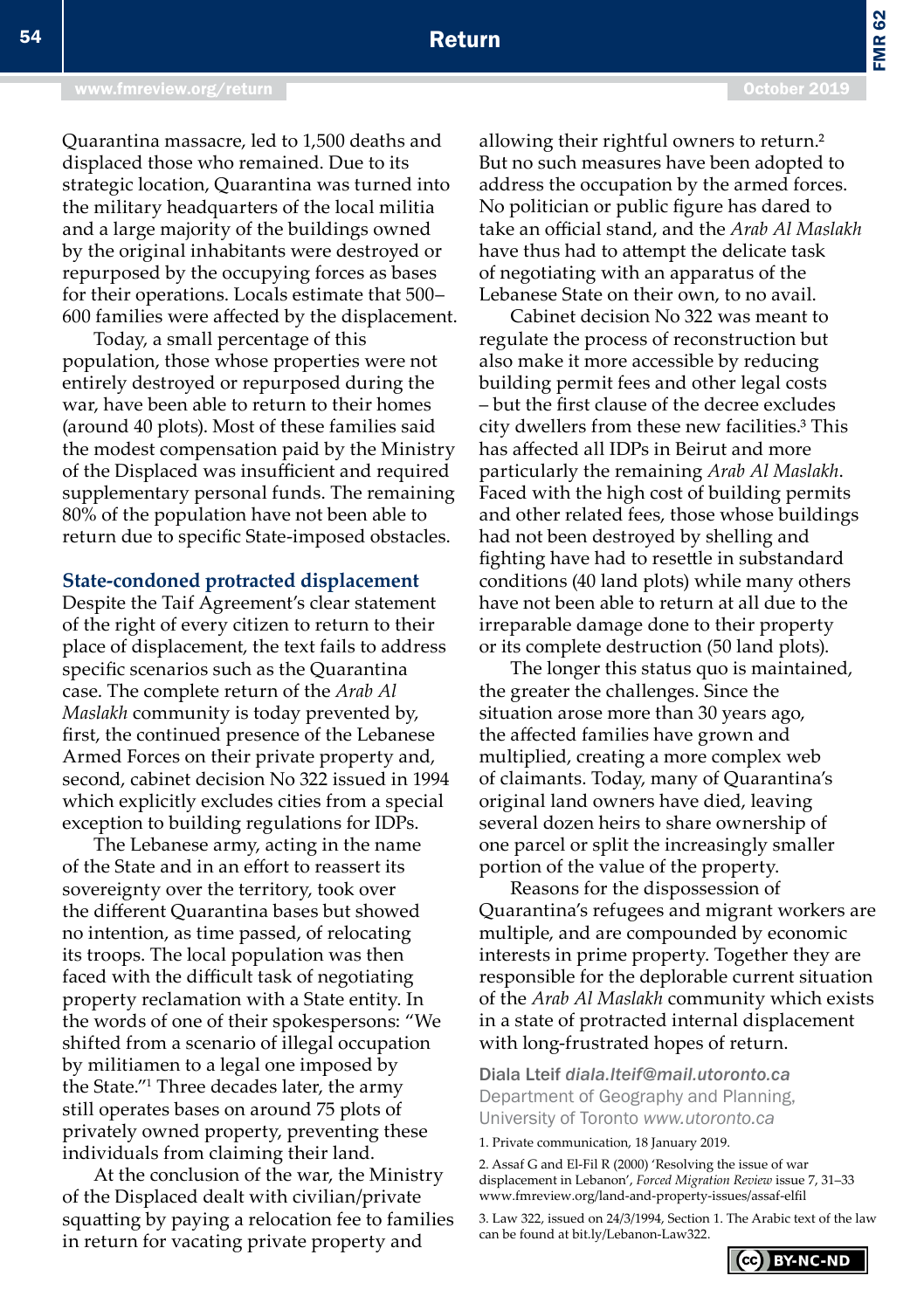Quarantina massacre, led to 1,500 deaths and displaced those who remained. Due to its strategic location, Quarantina was turned into the military headquarters of the local militia and a large majority of the buildings owned by the original inhabitants were destroyed or repurposed by the occupying forces as bases for their operations. Locals estimate that 500–600 families were affected by the displacement.

Today, a small percentage of this population, those whose properties were not entirely destroyed or repurposed during the war, have been able to return to their homes (around 40 plots). Most of these families said the modest compensation paid by the Ministry of the Displaced was insufficient and required supplementary personal funds. The remaining 80% of the population have not been able to return due to specific State-imposed obstacles.

## State-condoned protracted displacement

Despite the Taif Agreement's clear statement of the right of every citizen to return to their place of displacement, the text fails to address specific scenarios such as the Quarantina case. The complete return of the *Arab Al Maslakh* community is today prevented by, first, the continued presence of the Lebanese Armed Forces on their private property and, second, cabinet decision No 322 issued in 1994 which explicitly excludes cities from a special exception to building regulations for IDPs.

The Lebanese army, acting in the name of the State and in an effort to reassert its sovereignty over the territory, took over the different Quarantina bases but showed no intention, as time passed, of relocating its troops. The local population was then faced with the difficult task of negotiating property reclamation with a State entity. In the words of one of their spokespersons: "We shifted from a scenario of illegal occupation by militiamen to a legal one imposed by the State."[1] Three decades later, the army still operates bases on around 75 plots of privately owned property, preventing these individuals from claiming their land.

At the conclusion of the war, the Ministry of the Displaced dealt with civilian/private squatting by paying a relocation fee to families in return for vacating private property and allowing their rightful owners to return.[2] But no such measures have been adopted to address the occupation by the armed forces. No politician or public figure has dared to take an official stand, and the *Arab Al Maslakh* have thus had to attempt the delicate task of negotiating with an apparatus of the Lebanese State on their own, to no avail.

Cabinet decision No 322 was meant to regulate the process of reconstruction but also make it more accessible by reducing building permit fees and other legal costs – but the first clause of the decree excludes city dwellers from these new facilities.[3] This has affected all IDPs in Beirut and more particularly the remaining *Arab Al Maslakh*. Faced with the high cost of building permits and other related fees, those whose buildings had not been destroyed by shelling and fighting have had to resettle in substandard conditions (40 land plots) while many others have not been able to return at all due to the irreparable damage done to their property or its complete destruction (50 land plots).

The longer this status quo is maintained, the greater the challenges. Since the situation arose more than 30 years ago, the affected families have grown and multiplied, creating a more complex web of claimants. Today, many of Quarantina's original land owners have died, leaving several dozen heirs to share ownership of one parcel or split the increasingly smaller portion of the value of the property.

Reasons for the dispossession of Quarantina's refugees and migrant workers are multiple, and are compounded by economic interests in prime property. Together they are responsible for the deplorable current situation of the *Arab Al Maslakh* community which exists in a state of protracted internal displacement with long-frustrated hopes of return.

Diala Lteif *diala.lteif@mail.utoronto.ca*
Department of Geography and Planning, University of Toronto *www.utoronto.ca*

1. Private communication, 18 January 2019.

2. Assaf G and El-Fil R (2000) 'Resolving the issue of war displacement in Lebanon', *Forced Migration Review* issue 7, 31–33 www.fmreview.org/land-and-property-issues/assaf-elfil

3. Law 322, issued on 24/3/1994, Section 1. The Arabic text of the law can be found at bit.ly/Lebanon-Law322.